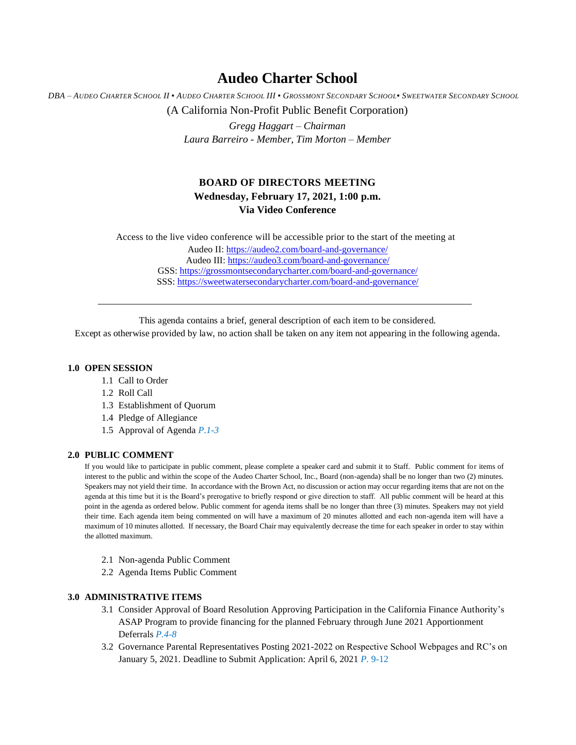# Audeo Charter School

*DBA – Audeo Charter School II ▪ Audeo Charter School III ▪ Grossmont Secondary School▪ Sweetwater Secondary School*

(A California Non-Profit Public Benefit Corporation)

*Gregg Haggart – Chairman*
*Laura Barreiro - Member, Tim Morton – Member*

**BOARD OF DIRECTORS MEETING**
**Wednesday, February 17, 2021, 1:00 p.m.**
**Via Video Conference**

Access to the live video conference will be accessible prior to the start of the meeting at
Audeo II: https://audeo2.com/board-and-governance/
Audeo III: https://audeo3.com/board-and-governance/
GSS: https://grossmontsecondarycharter.com/board-and-governance/
SSS: https://sweetwatersecondarycharter.com/board-and-governance/

---

This agenda contains a brief, general description of each item to be considered.
Except as otherwise provided by law, no action shall be taken on any item not appearing in the following agenda.

**1.0 OPEN SESSION**

1.1 Call to Order
1.2 Roll Call
1.3 Establishment of Quorum
1.4 Pledge of Allegiance
1.5 Approval of Agenda *P.1-3*

**2.0 PUBLIC COMMENT**

If you would like to participate in public comment, please complete a speaker card and submit it to Staff. Public comment for items of interest to the public and within the scope of the Audeo Charter School, Inc., Board (non-agenda) shall be no longer than two (2) minutes. Speakers may not yield their time. In accordance with the Brown Act, no discussion or action may occur regarding items that are not on the agenda at this time but it is the Board's prerogative to briefly respond or give direction to staff. All public comment will be heard at this point in the agenda as ordered below. Public comment for agenda items shall be no longer than three (3) minutes. Speakers may not yield their time. Each agenda item being commented on will have a maximum of 20 minutes allotted and each non-agenda item will have a maximum of 10 minutes allotted. If necessary, the Board Chair may equivalently decrease the time for each speaker in order to stay within the allotted maximum.

2.1 Non-agenda Public Comment
2.2 Agenda Items Public Comment

**3.0 ADMINISTRATIVE ITEMS**

3.1 Consider Approval of Board Resolution Approving Participation in the California Finance Authority's ASAP Program to provide financing for the planned February through June 2021 Apportionment Deferrals *P.4-8*
3.2 Governance Parental Representatives Posting 2021-2022 on Respective School Webpages and RC's on January 5, 2021. Deadline to Submit Application: April 6, 2021 *P.* 9-12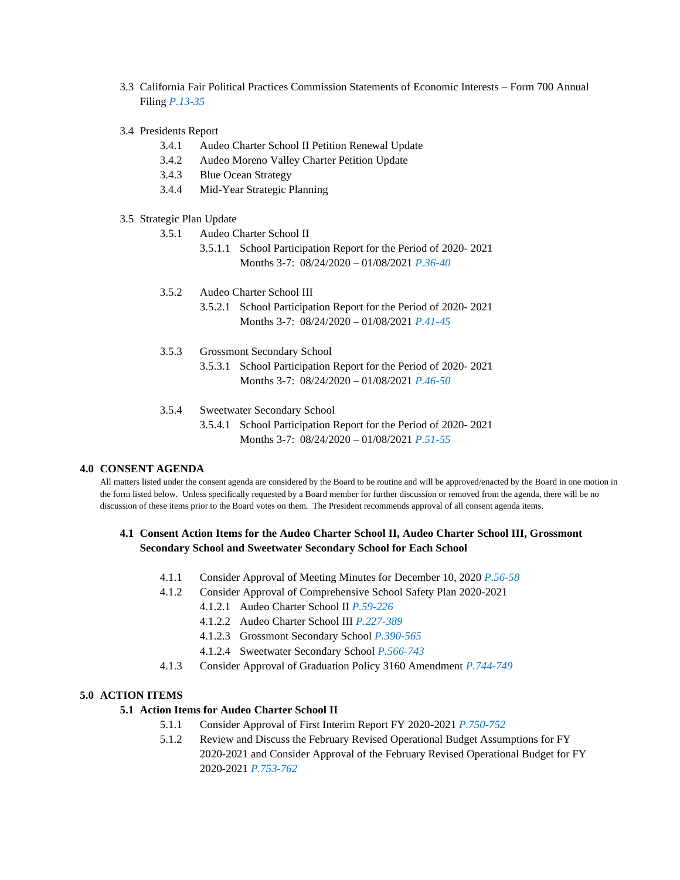3.3 California Fair Political Practices Commission Statements of Economic Interests – Form 700 Annual Filing *P.13-35*

3.4 Presidents Report

- 3.4.1 Audeo Charter School II Petition Renewal Update
- 3.4.2 Audeo Moreno Valley Charter Petition Update
- 3.4.3 Blue Ocean Strategy
- 3.4.4 Mid-Year Strategic Planning

3.5 Strategic Plan Update

- 3.5.1 Audeo Charter School II
  - 3.5.1.1 School Participation Report for the Period of 2020- 2021 Months 3-7: 08/24/2020 – 01/08/2021 *P.36-40*
- 3.5.2 Audeo Charter School III
  - 3.5.2.1 School Participation Report for the Period of 2020- 2021 Months 3-7: 08/24/2020 – 01/08/2021 *P.41-45*
- 3.5.3 Grossmont Secondary School
  - 3.5.3.1 School Participation Report for the Period of 2020- 2021 Months 3-7: 08/24/2020 – 01/08/2021 *P.46-50*
- 3.5.4 Sweetwater Secondary School
  - 3.5.4.1 School Participation Report for the Period of 2020- 2021 Months 3-7: 08/24/2020 – 01/08/2021 *P.51-55*

## 4.0 CONSENT AGENDA

All matters listed under the consent agenda are considered by the Board to be routine and will be approved/enacted by the Board in one motion in the form listed below. Unless specifically requested by a Board member for further discussion or removed from the agenda, there will be no discussion of these items prior to the Board votes on them. The President recommends approval of all consent agenda items.

### 4.1 Consent Action Items for the Audeo Charter School II, Audeo Charter School III, Grossmont Secondary School and Sweetwater Secondary School for Each School

- 4.1.1 Consider Approval of Meeting Minutes for December 10, 2020 *P.56-58*
- 4.1.2 Consider Approval of Comprehensive School Safety Plan 2020-2021
  - 4.1.2.1 Audeo Charter School II *P.59-226*
  - 4.1.2.2 Audeo Charter School III *P.227-389*
  - 4.1.2.3 Grossmont Secondary School *P.390-565*
  - 4.1.2.4 Sweetwater Secondary School *P.566-743*
- 4.1.3 Consider Approval of Graduation Policy 3160 Amendment *P.744-749*

## 5.0 ACTION ITEMS

### 5.1 Action Items for Audeo Charter School II

- 5.1.1 Consider Approval of First Interim Report FY 2020-2021 *P.750-752*
- 5.1.2 Review and Discuss the February Revised Operational Budget Assumptions for FY 2020-2021 and Consider Approval of the February Revised Operational Budget for FY 2020-2021 *P.753-762*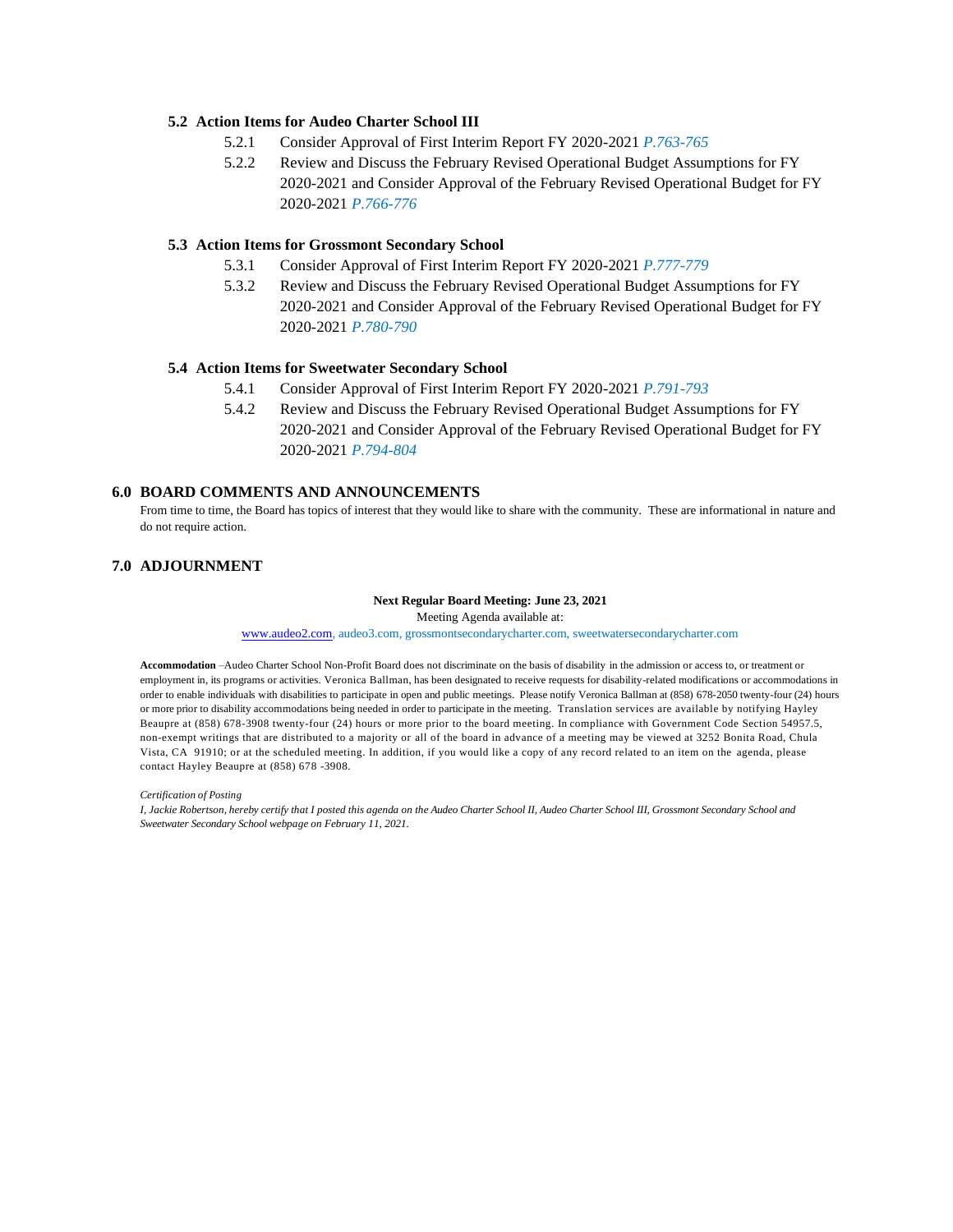### 5.2 Action Items for Audeo Charter School III

- 5.2.1 Consider Approval of First Interim Report FY 2020-2021 *P.763-765*
- 5.2.2 Review and Discuss the February Revised Operational Budget Assumptions for FY 2020-2021 and Consider Approval of the February Revised Operational Budget for FY 2020-2021 *P.766-776*

### 5.3 Action Items for Grossmont Secondary School

- 5.3.1 Consider Approval of First Interim Report FY 2020-2021 *P.777-779*
- 5.3.2 Review and Discuss the February Revised Operational Budget Assumptions for FY 2020-2021 and Consider Approval of the February Revised Operational Budget for FY 2020-2021 *P.780-790*

### 5.4 Action Items for Sweetwater Secondary School

- 5.4.1 Consider Approval of First Interim Report FY 2020-2021 *P.791-793*
- 5.4.2 Review and Discuss the February Revised Operational Budget Assumptions for FY 2020-2021 and Consider Approval of the February Revised Operational Budget for FY 2020-2021 *P.794-804*

## 6.0 BOARD COMMENTS AND ANNOUNCEMENTS

From time to time, the Board has topics of interest that they would like to share with the community. These are informational in nature and do not require action.

## 7.0 ADJOURNMENT

**Next Regular Board Meeting: June 23, 2021**

Meeting Agenda available at:

www.audeo2.com, audeo3.com, grossmontsecondarycharter.com, sweetwatersecondarycharter.com

**Accommodation** –Audeo Charter School Non-Profit Board does not discriminate on the basis of disability in the admission or access to, or treatment or employment in, its programs or activities. Veronica Ballman, has been designated to receive requests for disability-related modifications or accommodations in order to enable individuals with disabilities to participate in open and public meetings. Please notify Veronica Ballman at (858) 678-2050 twenty-four (24) hours or more prior to disability accommodations being needed in order to participate in the meeting. Translation services are available by notifying Hayley Beaupre at (858) 678-3908 twenty-four (24) hours or more prior to the board meeting. In compliance with Government Code Section 54957.5, non-exempt writings that are distributed to a majority or all of the board in advance of a meeting may be viewed at 3252 Bonita Road, Chula Vista, CA 91910; or at the scheduled meeting. In addition, if you would like a copy of any record related to an item on the agenda, please contact Hayley Beaupre at (858) 678 -3908.

*Certification of Posting*

*I, Jackie Robertson, hereby certify that I posted this agenda on the Audeo Charter School II, Audeo Charter School III, Grossmont Secondary School and Sweetwater Secondary School webpage on February 11, 2021.*